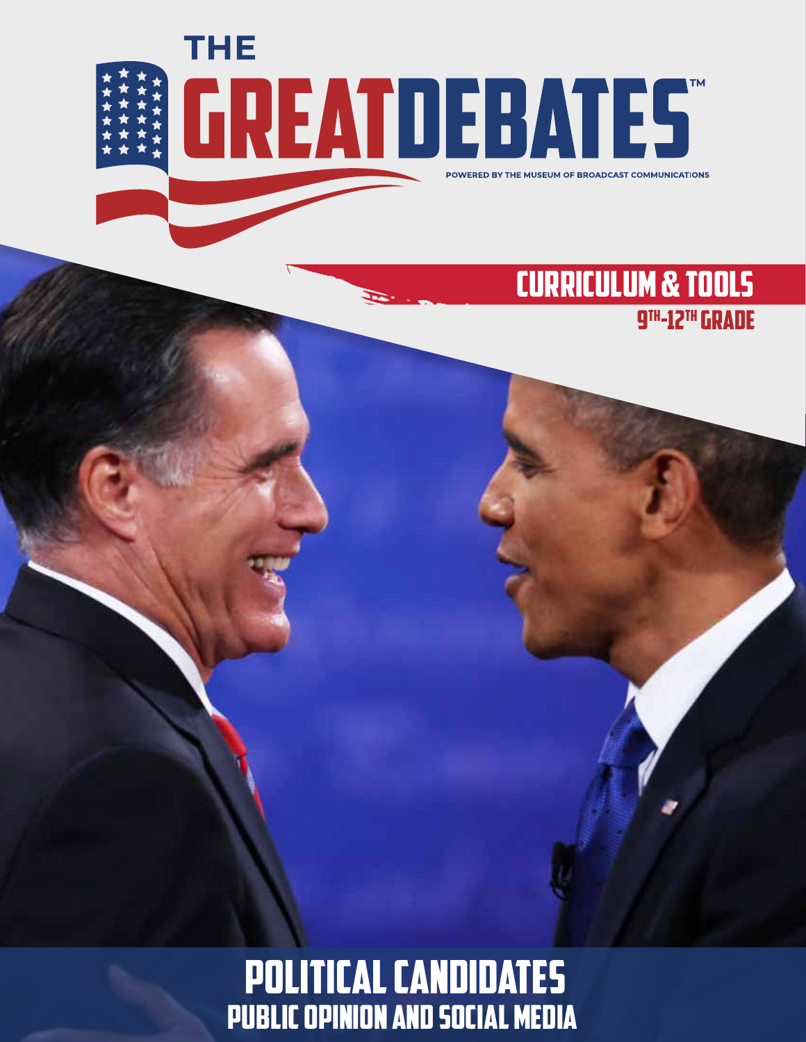# THE GREAT DEBATES™

POWERED BY THE MUSEUM OF BROADCAST COMMUNICATIONS

## CURRICULUM & TOOLS

9TH-12TH GRADE

# POLITICAL CANDIDATES

## PUBLIC OPINION AND SOCIAL MEDIA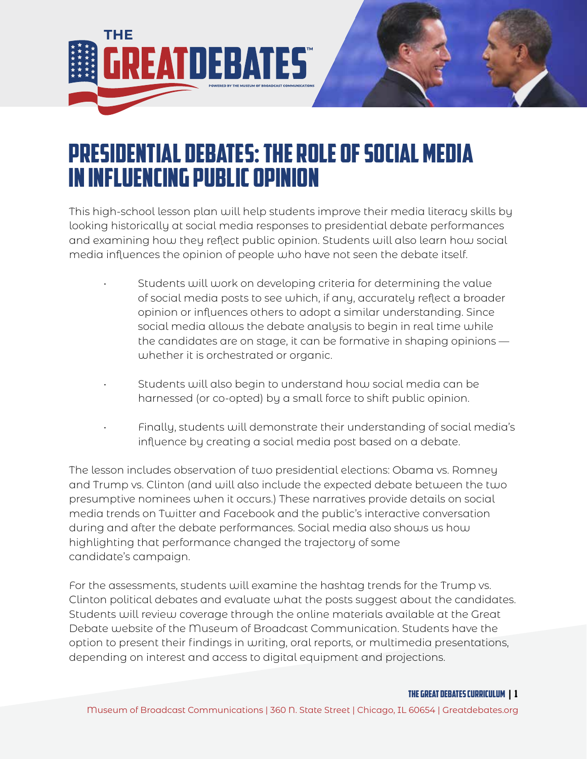# Presidential Debates: The Role of Social Media in Influencing Public Opinion

This high-school lesson plan will help students improve their media literacy skills by looking historically at social media responses to presidential debate performances and examining how they reflect public opinion. Students will also learn how social media influences the opinion of people who have not seen the debate itself.

- Students will work on developing criteria for determining the value of social media posts to see which, if any, accurately reflect a broader opinion or influences others to adopt a similar understanding. Since social media allows the debate analysis to begin in real time while the candidates are on stage, it can be formative in shaping opinions — whether it is orchestrated or organic.
- Students will also begin to understand how social media can be harnessed (or co-opted) by a small force to shift public opinion.
- Finally, students will demonstrate their understanding of social media's influence by creating a social media post based on a debate.

The lesson includes observation of two presidential elections: Obama vs. Romney and Trump vs. Clinton (and will also include the expected debate between the two presumptive nominees when it occurs.) These narratives provide details on social media trends on Twitter and Facebook and the public's interactive conversation during and after the debate performances. Social media also shows us how highlighting that performance changed the trajectory of some candidate's campaign.

For the assessments, students will examine the hashtag trends for the Trump vs. Clinton political debates and evaluate what the posts suggest about the candidates. Students will review coverage through the online materials available at the Great Debate website of the Museum of Broadcast Communication. Students have the option to present their findings in writing, oral reports, or multimedia presentations, depending on interest and access to digital equipment and projections.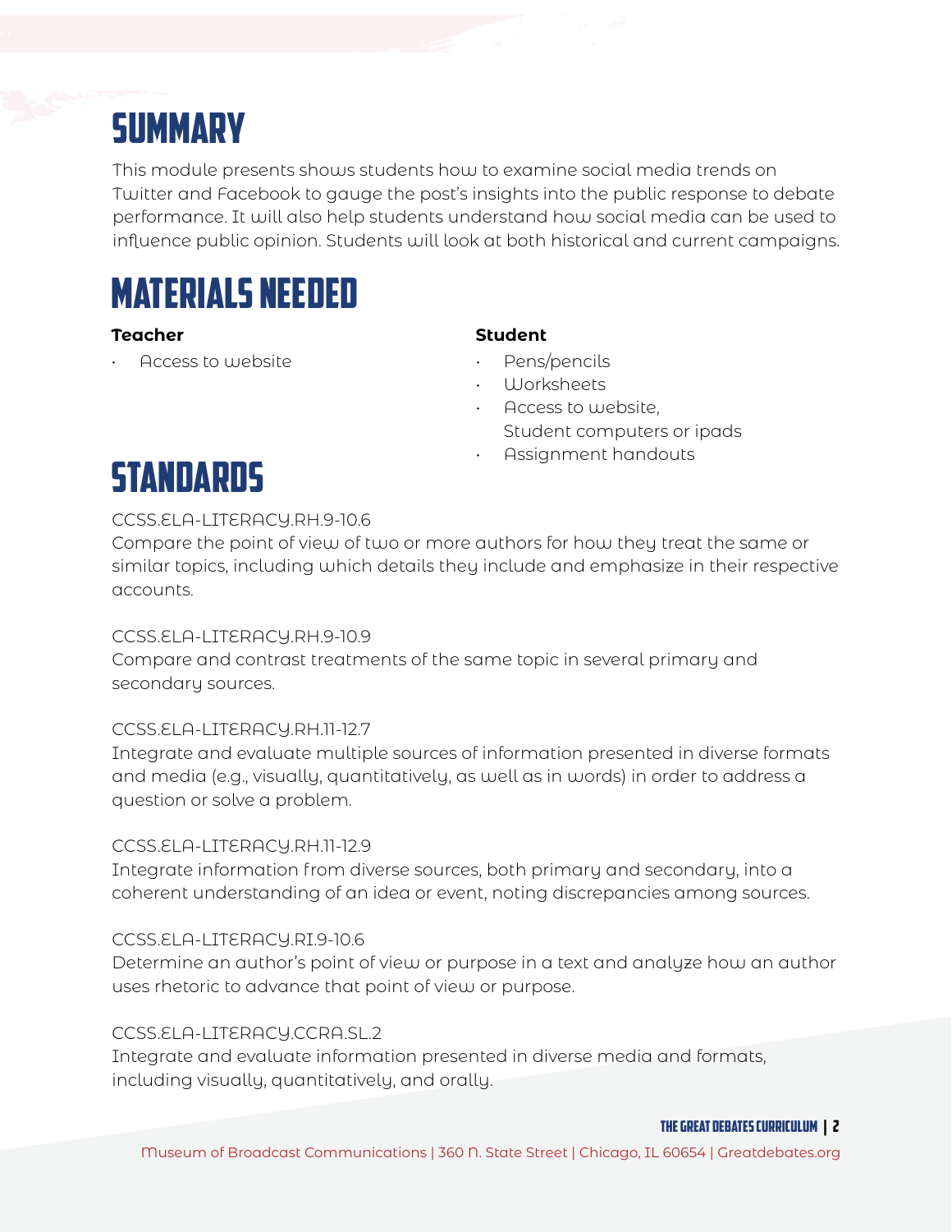# SUMMARY

This module presents shows students how to examine social media trends on Twitter and Facebook to gauge the post's insights into the public response to debate performance. It will also help students understand how social media can be used to influence public opinion. Students will look at both historical and current campaigns.

# MATERIALS NEEDED

**Teacher**

- Access to website

**Student**

- Pens/pencils
- Worksheets
- Access to website, Student computers or ipads
- Assignment handouts

# STANDARDS

CCSS.ELA-LITERACY.RH.9-10.6
Compare the point of view of two or more authors for how they treat the same or similar topics, including which details they include and emphasize in their respective accounts.

CCSS.ELA-LITERACY.RH.9-10.9
Compare and contrast treatments of the same topic in several primary and secondary sources.

CCSS.ELA-LITERACY.RH.11-12.7
Integrate and evaluate multiple sources of information presented in diverse formats and media (e.g., visually, quantitatively, as well as in words) in order to address a question or solve a problem.

CCSS.ELA-LITERACY.RH.11-12.9
Integrate information from diverse sources, both primary and secondary, into a coherent understanding of an idea or event, noting discrepancies among sources.

CCSS.ELA-LITERACY.RI.9-10.6
Determine an author's point of view or purpose in a text and analyze how an author uses rhetoric to advance that point of view or purpose.

CCSS.ELA-LITERACY.CCRA.SL.2
Integrate and evaluate information presented in diverse media and formats, including visually, quantitatively, and orally.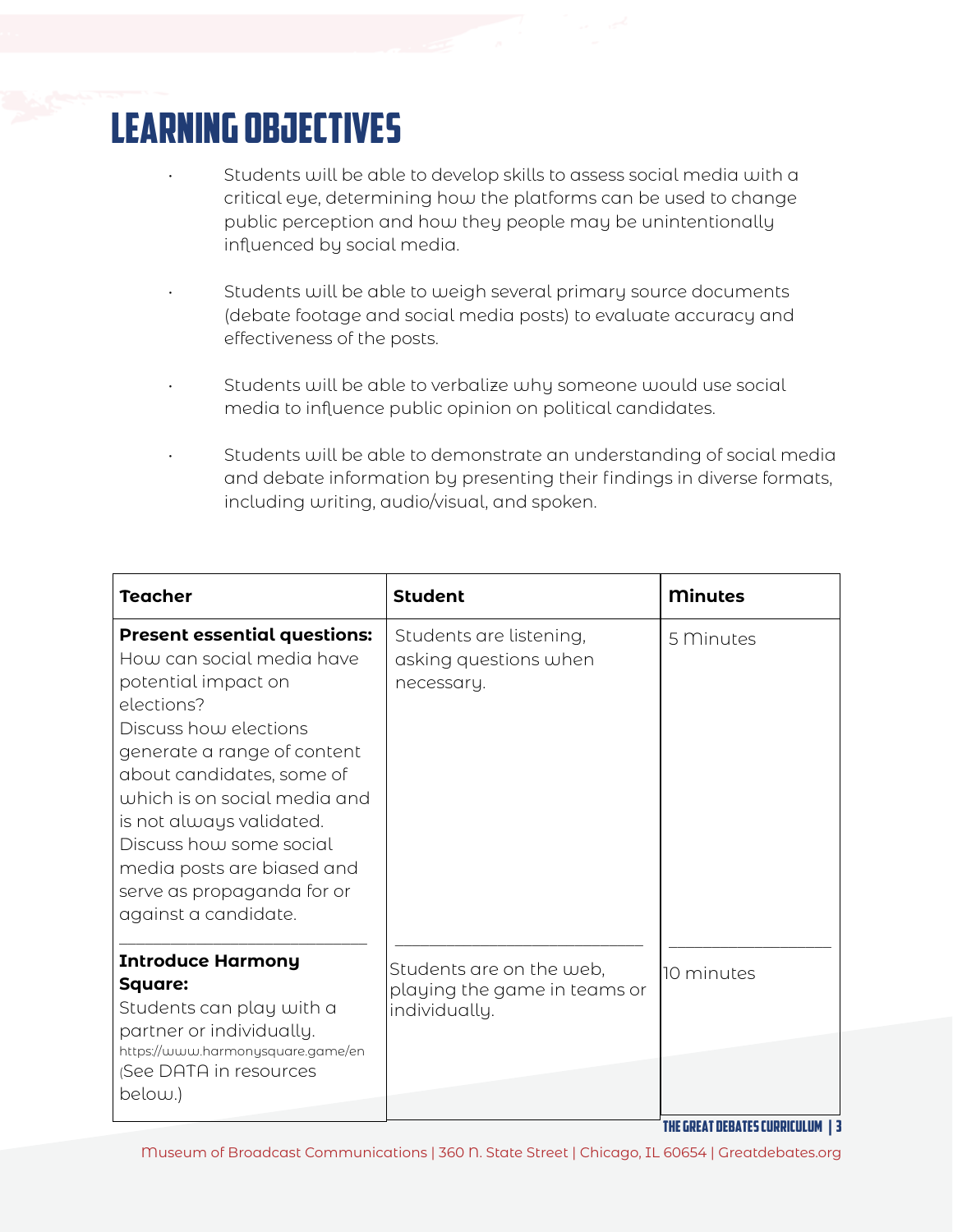# LEARNING OBJECTIVES

- Students will be able to develop skills to assess social media with a critical eye, determining how the platforms can be used to change public perception and how they people may be unintentionally influenced by social media.
- Students will be able to weigh several primary source documents (debate footage and social media posts) to evaluate accuracy and effectiveness of the posts.
- Students will be able to verbalize why someone would use social media to influence public opinion on political candidates.
- Students will be able to demonstrate an understanding of social media and debate information by presenting their findings in diverse formats, including writing, audio/visual, and spoken.

| Teacher | Student | Minutes |
|---|---|---|
| **Present essential questions:** How can social media have potential impact on elections? Discuss how elections generate a range of content about candidates, some of which is on social media and is not always validated. Discuss how some social media posts are biased and serve as propaganda for or against a candidate. | Students are listening, asking questions when necessary. | 5 Minutes |
| **Introduce Harmony Square:** Students can play with a partner or individually. https://www.harmonysquare.game/en (See DATA in resources below.) | Students are on the web, playing the game in teams or individually. | 10 minutes |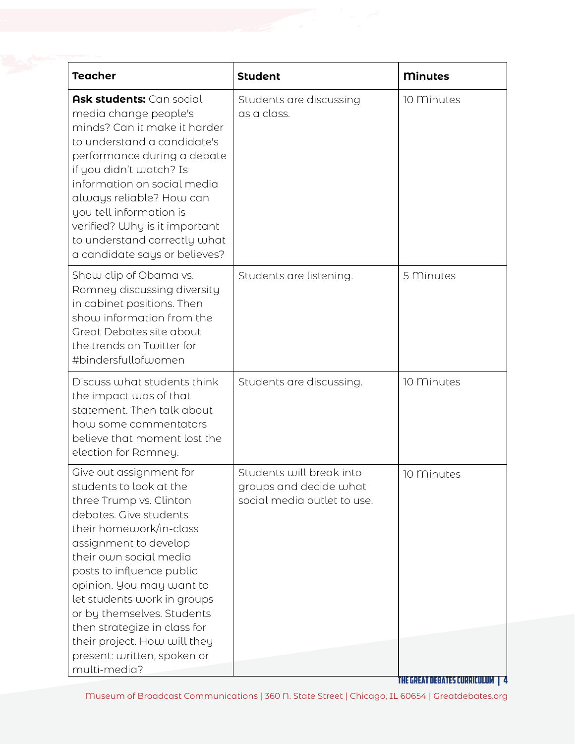| Teacher | Student | Minutes |
|---|---|---|
| **Ask students:** Can social media change people's minds? Can it make it harder to understand a candidate's performance during a debate if you didn't watch? Is information on social media always reliable? How can you tell information is verified? Why is it important to understand correctly what a candidate says or believes? | Students are discussing as a class. | 10 Minutes |
| Show clip of Obama vs. Romney discussing diversity in cabinet positions. Then show information from the Great Debates site about the trends on Twitter for #bindersfullofwomen | Students are listening. | 5 Minutes |
| Discuss what students think the impact was of that statement. Then talk about how some commentators believe that moment lost the election for Romney. | Students are discussing. | 10 Minutes |
| Give out assignment for students to look at the three Trump vs. Clinton debates. Give students their homework/in-class assignment to develop their own social media posts to influence public opinion. You may want to let students work in groups or by themselves. Students then strategize in class for their project. How will they present: written, spoken or multi-media? | Students will break into groups and decide what social media outlet to use. | 10 Minutes |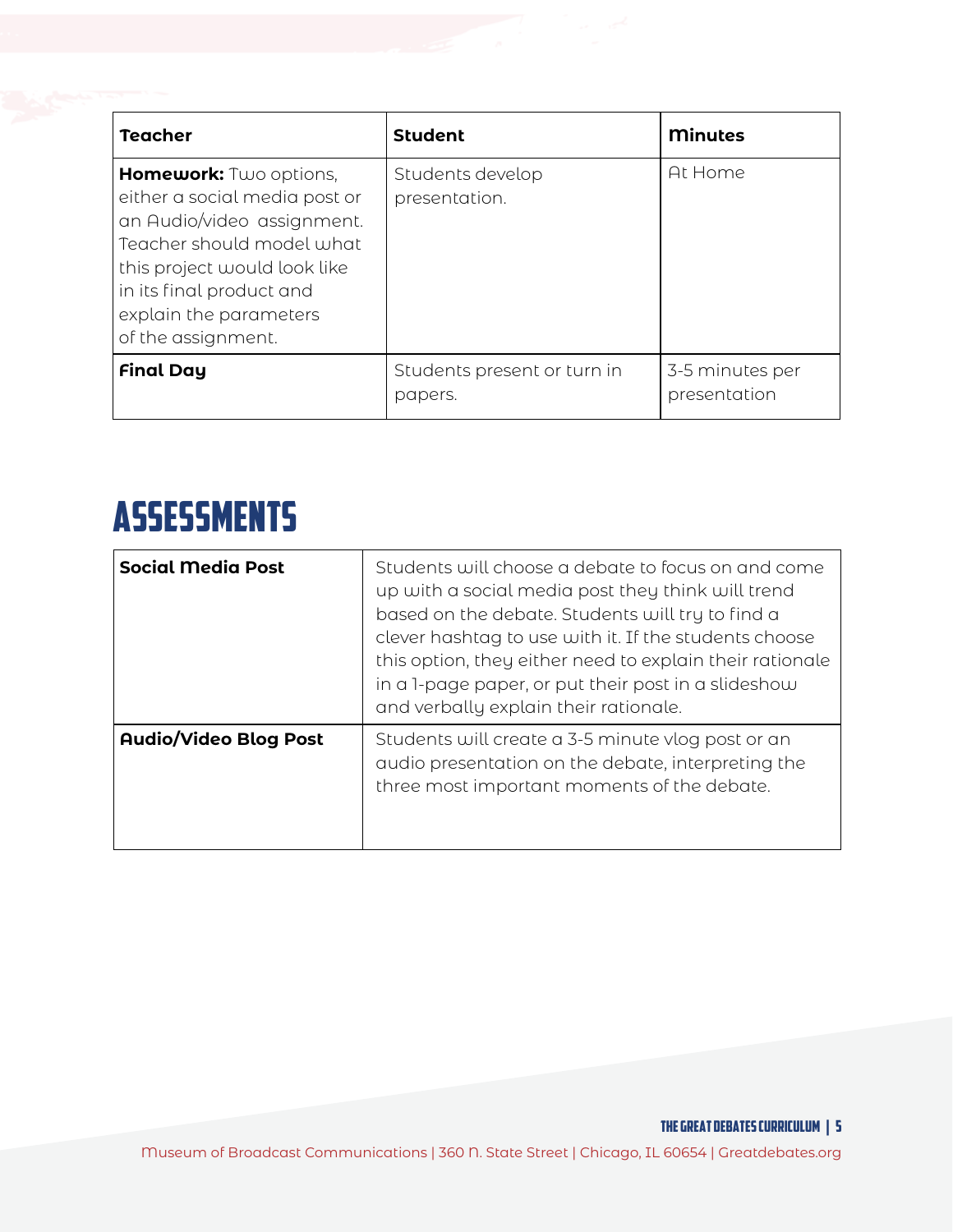| Teacher | Student | Minutes |
| --- | --- | --- |
| **Homework:** Two options, either a social media post or an Audio/video assignment. Teacher should model what this project would look like in its final product and explain the parameters of the assignment. | Students develop presentation. | At Home |
| **Final Day** | Students present or turn in papers. | 3-5 minutes per presentation |

# ASSESSMENTS

| | |
| --- | --- |
| **Social Media Post** | Students will choose a debate to focus on and come up with a social media post they think will trend based on the debate. Students will try to find a clever hashtag to use with it. If the students choose this option, they either need to explain their rationale in a 1-page paper, or put their post in a slideshow and verbally explain their rationale. |
| **Audio/Video Blog Post** | Students will create a 3-5 minute vlog post or an audio presentation on the debate, interpreting the three most important moments of the debate. |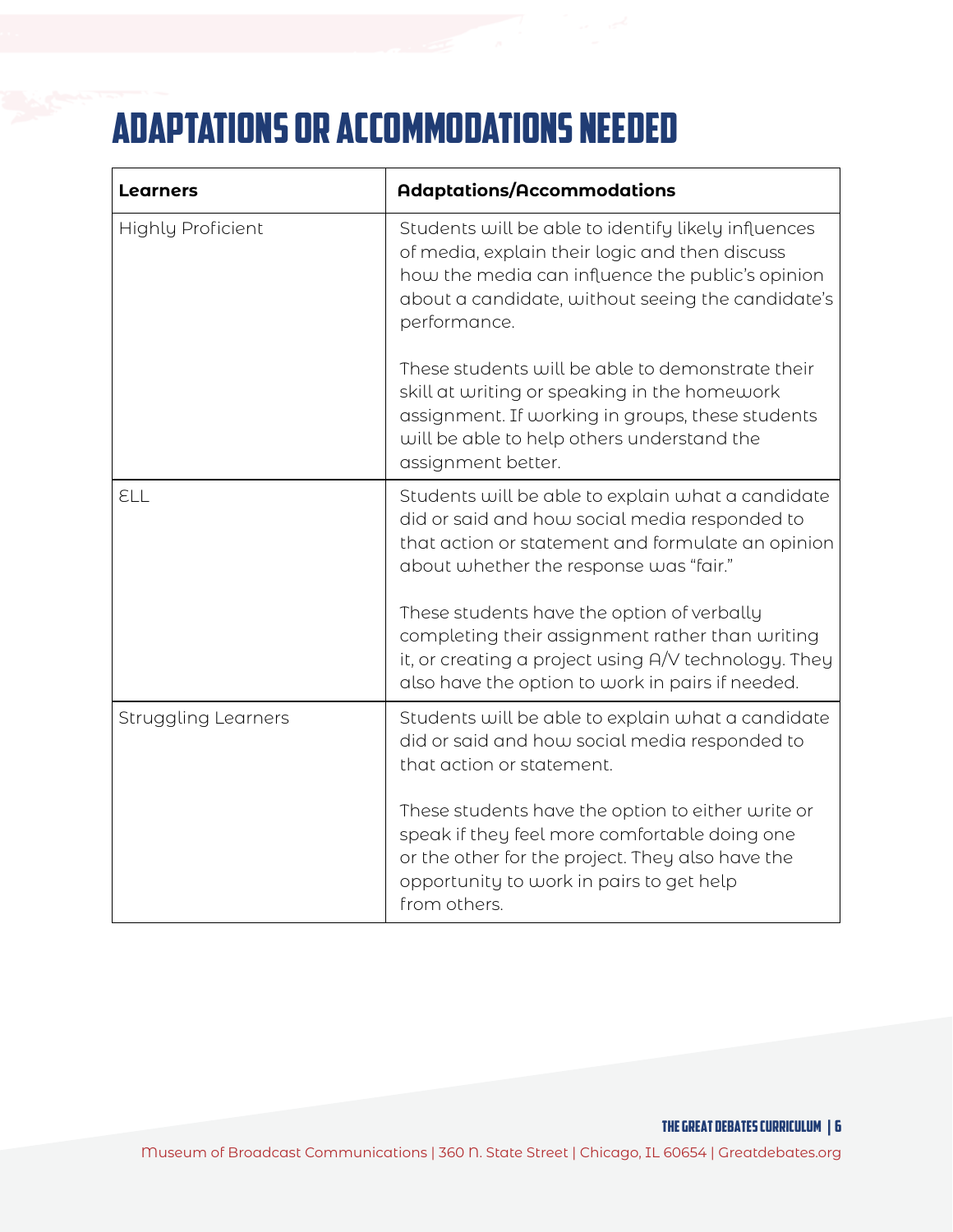# Adaptations or Accommodations Needed

| Learners | Adaptations/Accommodations |
|---|---|
| Highly Proficient | Students will be able to identify likely influences of media, explain their logic and then discuss how the media can influence the public's opinion about a candidate, without seeing the candidate's performance.<br><br>These students will be able to demonstrate their skill at writing or speaking in the homework assignment. If working in groups, these students will be able to help others understand the assignment better. |
| ELL | Students will be able to explain what a candidate did or said and how social media responded to that action or statement and formulate an opinion about whether the response was "fair."<br><br>These students have the option of verbally completing their assignment rather than writing it, or creating a project using A/V technology. They also have the option to work in pairs if needed. |
| Struggling Learners | Students will be able to explain what a candidate did or said and how social media responded to that action or statement.<br><br>These students have the option to either write or speak if they feel more comfortable doing one or the other for the project. They also have the opportunity to work in pairs to get help from others. |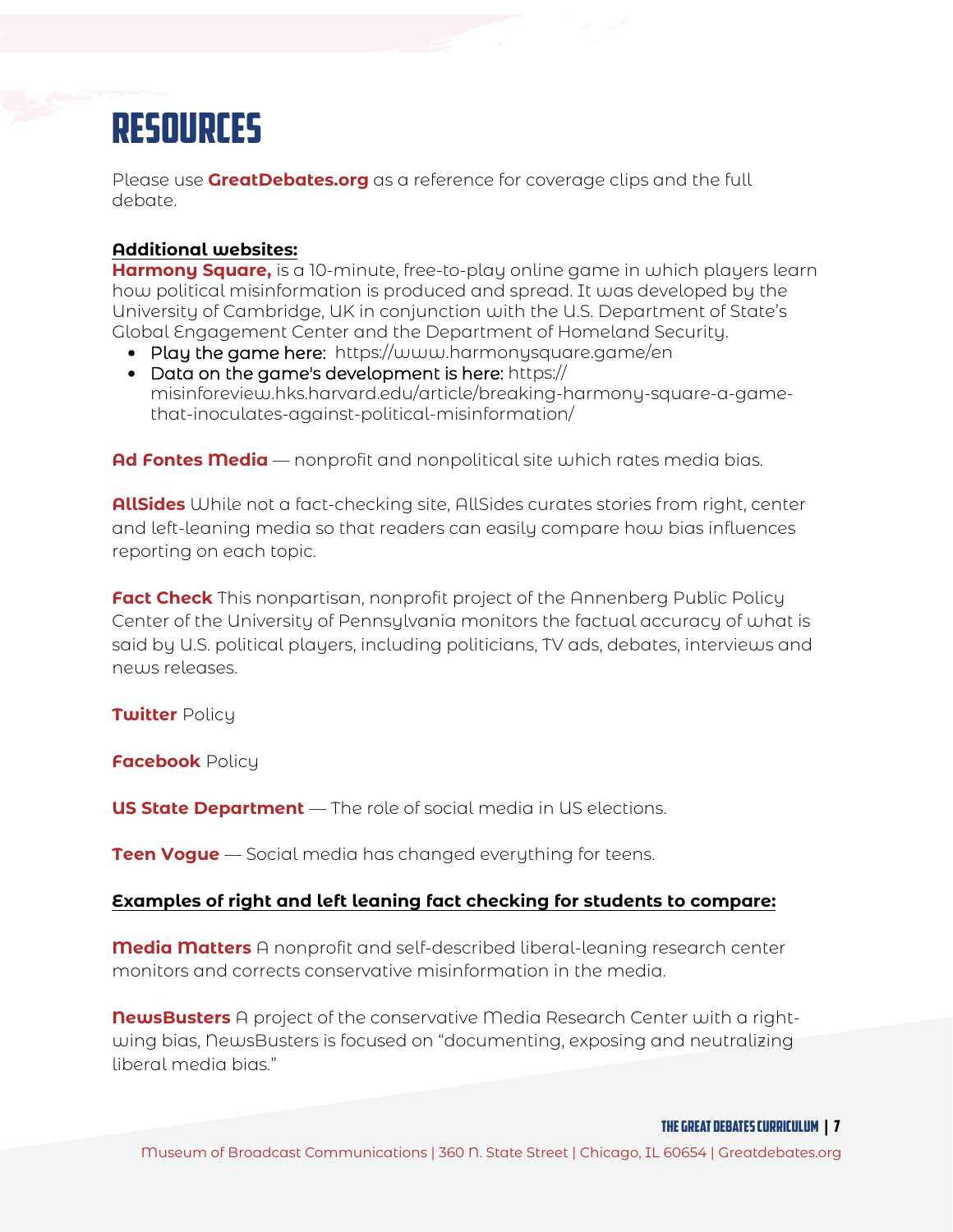# RESOURCES

Please use **GreatDebates.org** as a reference for coverage clips and the full debate.

**Additional websites:**

**Harmony Square,** is a 10-minute, free-to-play online game in which players learn how political misinformation is produced and spread. It was developed by the University of Cambridge, UK in conjunction with the U.S. Department of State's Global Engagement Center and the Department of Homeland Security.

- Play the game here: https://www.harmonysquare.game/en
- Data on the game's development is here: https://misinforeview.hks.harvard.edu/article/breaking-harmony-square-a-game-that-inoculates-against-political-misinformation/

**Ad Fontes Media** — nonprofit and nonpolitical site which rates media bias.

**AllSides** While not a fact-checking site, AllSides curates stories from right, center and left-leaning media so that readers can easily compare how bias influences reporting on each topic.

**Fact Check** This nonpartisan, nonprofit project of the Annenberg Public Policy Center of the University of Pennsylvania monitors the factual accuracy of what is said by U.S. political players, including politicians, TV ads, debates, interviews and news releases.

**Twitter** Policy

**Facebook** Policy

**US State Department** — The role of social media in US elections.

**Teen Vogue** — Social media has changed everything for teens.

**Examples of right and left leaning fact checking for students to compare:**

**Media Matters** A nonprofit and self-described liberal-leaning research center monitors and corrects conservative misinformation in the media.

**NewsBusters** A project of the conservative Media Research Center with a right-wing bias, NewsBusters is focused on "documenting, exposing and neutralizing liberal media bias."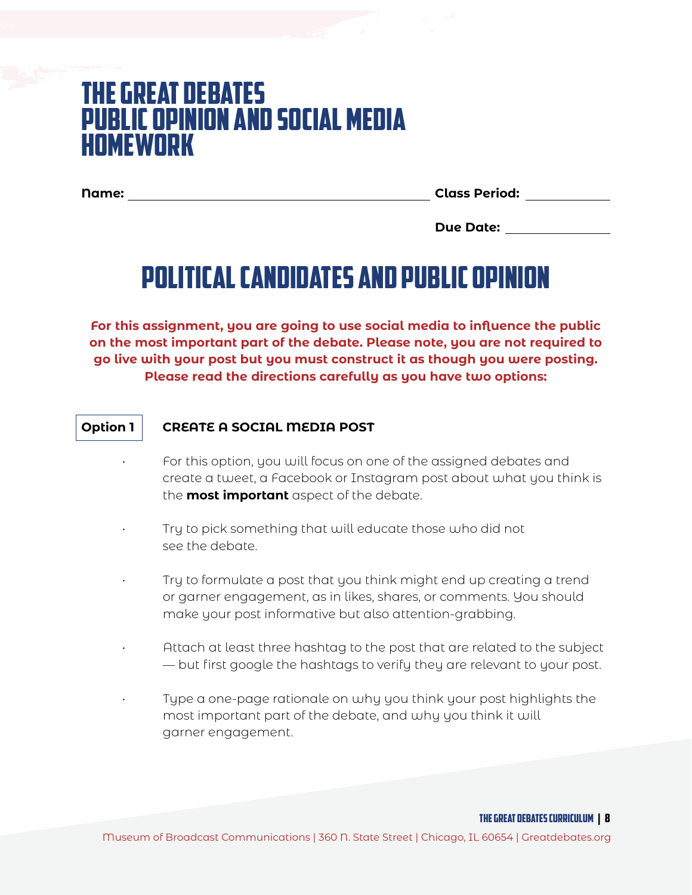# THE GREAT DEBATES PUBLIC OPINION AND SOCIAL MEDIA HOMEWORK

**Name:** ______________________________ **Class Period:** __________

**Due Date:** ____________

## POLITICAL CANDIDATES AND PUBLIC OPINION

**For this assignment, you are going to use social media to influence the public on the most important part of the debate. Please note, you are not required to go live with your post but you must construct it as though you were posting. Please read the directions carefully as you have two options:**

**Option 1** **CREATE A SOCIAL MEDIA POST**

- For this option, you will focus on one of the assigned debates and create a tweet, a Facebook or Instagram post about what you think is the **most important** aspect of the debate.
- Try to pick something that will educate those who did not see the debate.
- Try to formulate a post that you think might end up creating a trend or garner engagement, as in likes, shares, or comments. You should make your post informative but also attention-grabbing.
- Attach at least three hashtag to the post that are related to the subject — but first google the hashtags to verify they are relevant to your post.
- Type a one-page rationale on why you think your post highlights the most important part of the debate, and why you think it will garner engagement.

Museum of Broadcast Communications | 360 N. State Street | Chicago, IL 60654 | Greatdebates.org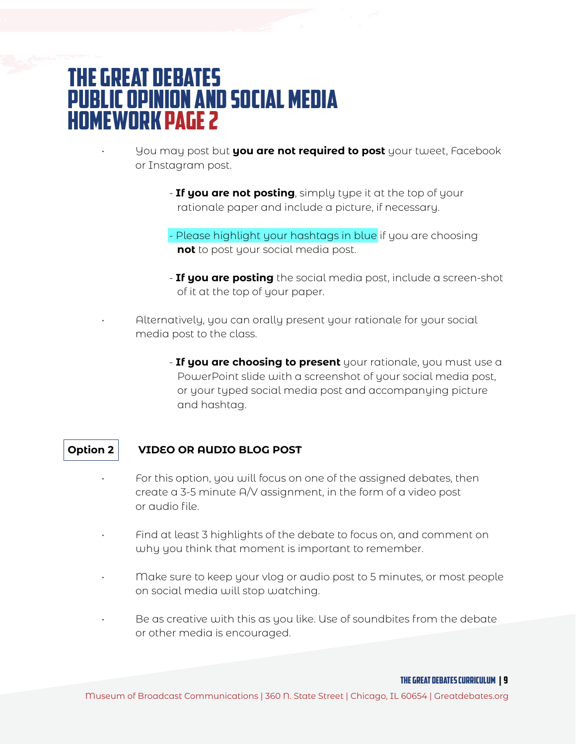# THE GREAT DEBATES PUBLIC OPINION AND SOCIAL MEDIA HOMEWORK PAGE 2

- You may post but **you are not required to post** your tweet, Facebook or Instagram post.
  - **If you are not posting**, simply type it at the top of your rationale paper and include a picture, if necessary.
  - Please highlight your hashtags in blue if you are choosing **not** to post your social media post.
  - **If you are posting** the social media post, include a screen-shot of it at the top of your paper.
- Alternatively, you can orally present your rationale for your social media post to the class.
  - **If you are choosing to present** your rationale, you must use a PowerPoint slide with a screenshot of your social media post, or your typed social media post and accompanying picture and hashtag.

**Option 2** **VIDEO OR AUDIO BLOG POST**

- For this option, you will focus on one of the assigned debates, then create a 3-5 minute A/V assignment, in the form of a video post or audio file.
- Find at least 3 highlights of the debate to focus on, and comment on why you think that moment is important to remember.
- Make sure to keep your vlog or audio post to 5 minutes, or most people on social media will stop watching.
- Be as creative with this as you like. Use of soundbites from the debate or other media is encouraged.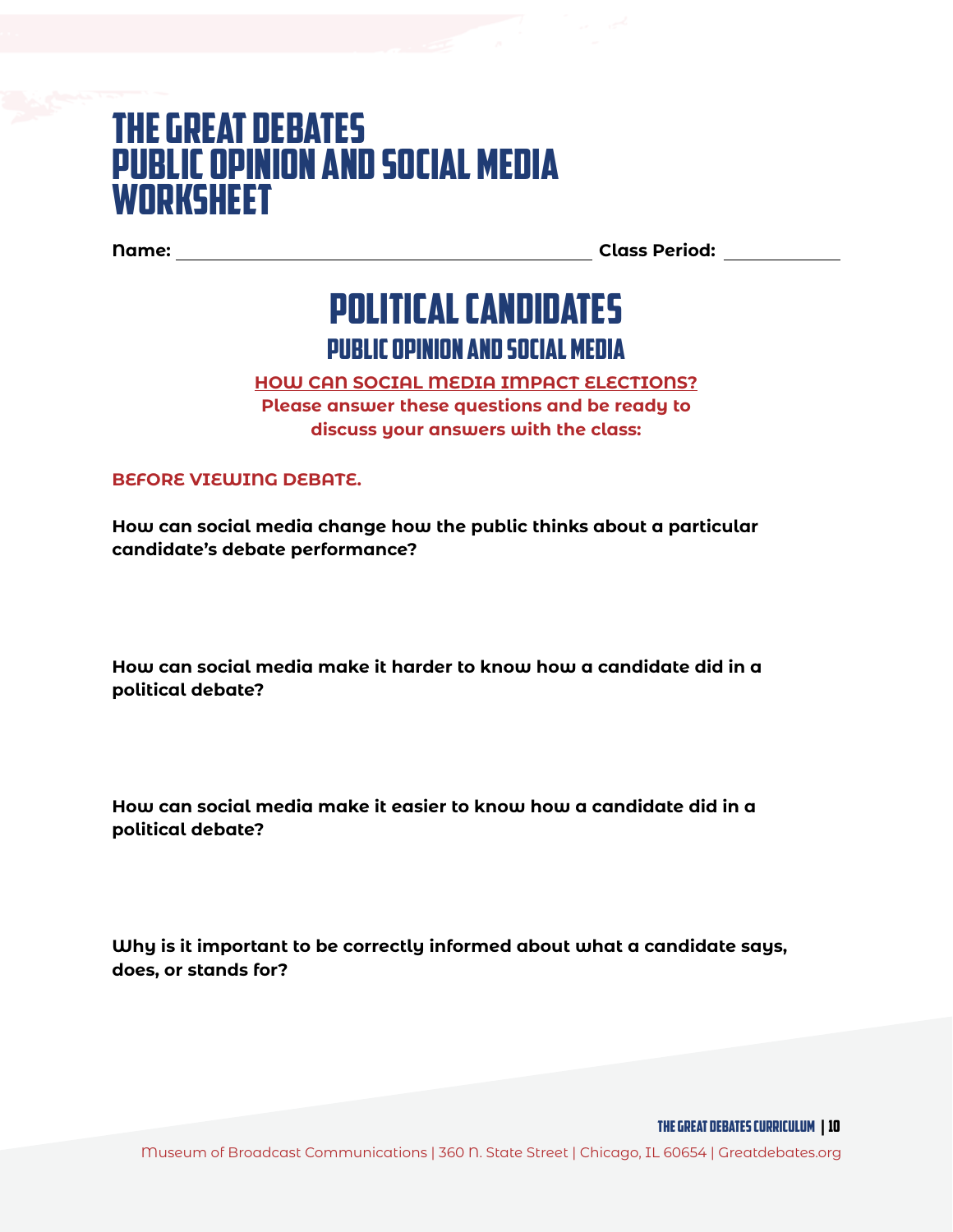# THE GREAT DEBATES PUBLIC OPINION AND SOCIAL MEDIA WORKSHEET

**Name:** ____________________ **Class Period:** __________

## POLITICAL CANDIDATES

### PUBLIC OPINION AND SOCIAL MEDIA

**HOW CAN SOCIAL MEDIA IMPACT ELECTIONS?**

**Please answer these questions and be ready to discuss your answers with the class:**

**BEFORE VIEWING DEBATE.**

**How can social media change how the public thinks about a particular candidate's debate performance?**

**How can social media make it harder to know how a candidate did in a political debate?**

**How can social media make it easier to know how a candidate did in a political debate?**

**Why is it important to be correctly informed about what a candidate says, does, or stands for?**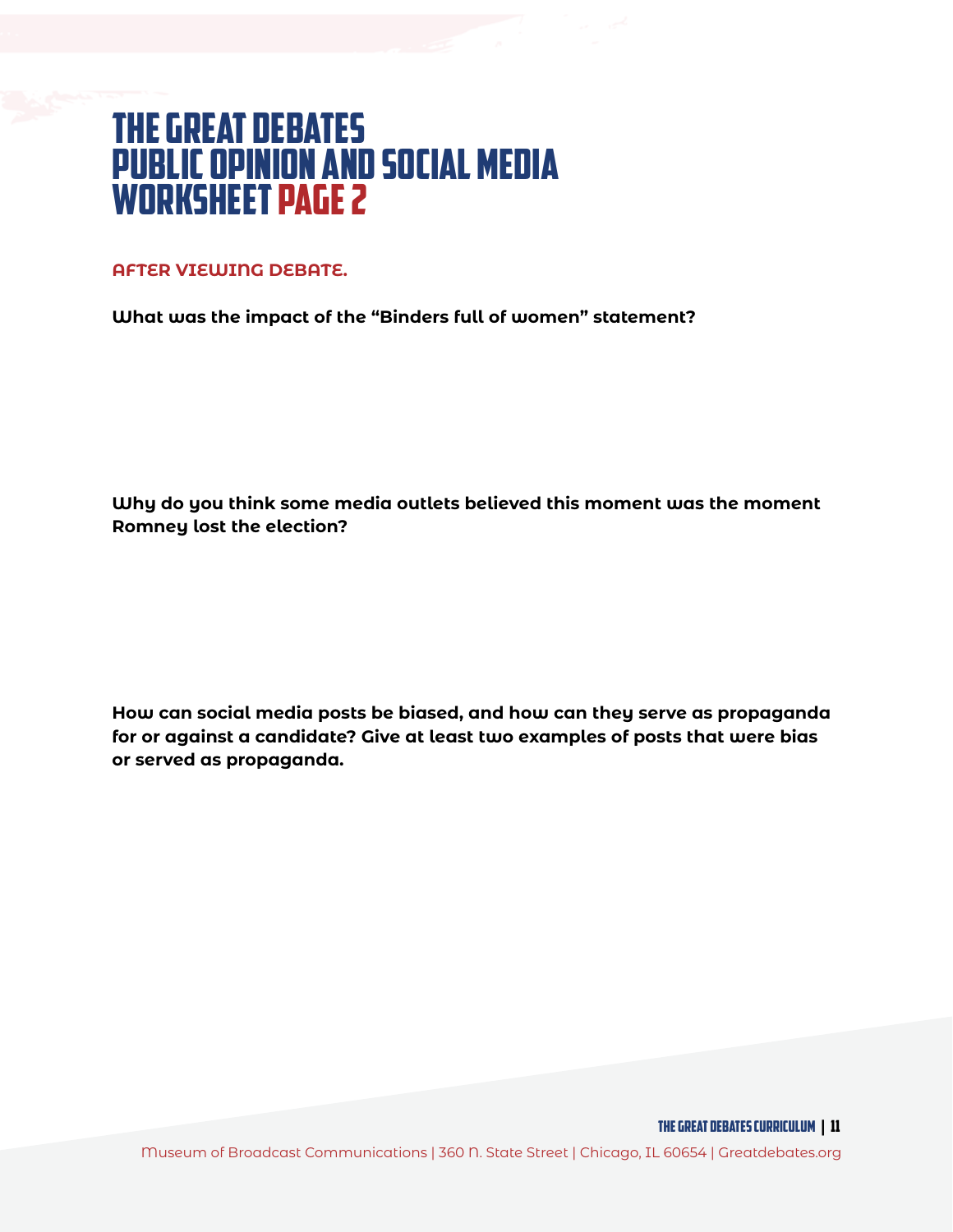# THE GREAT DEBATES PUBLIC OPINION AND SOCIAL MEDIA WORKSHEET PAGE 2

## AFTER VIEWING DEBATE.

**What was the impact of the “Binders full of women” statement?**

**Why do you think some media outlets believed this moment was the moment Romney lost the election?**

**How can social media posts be biased, and how can they serve as propaganda for or against a candidate? Give at least two examples of posts that were bias or served as propaganda.**